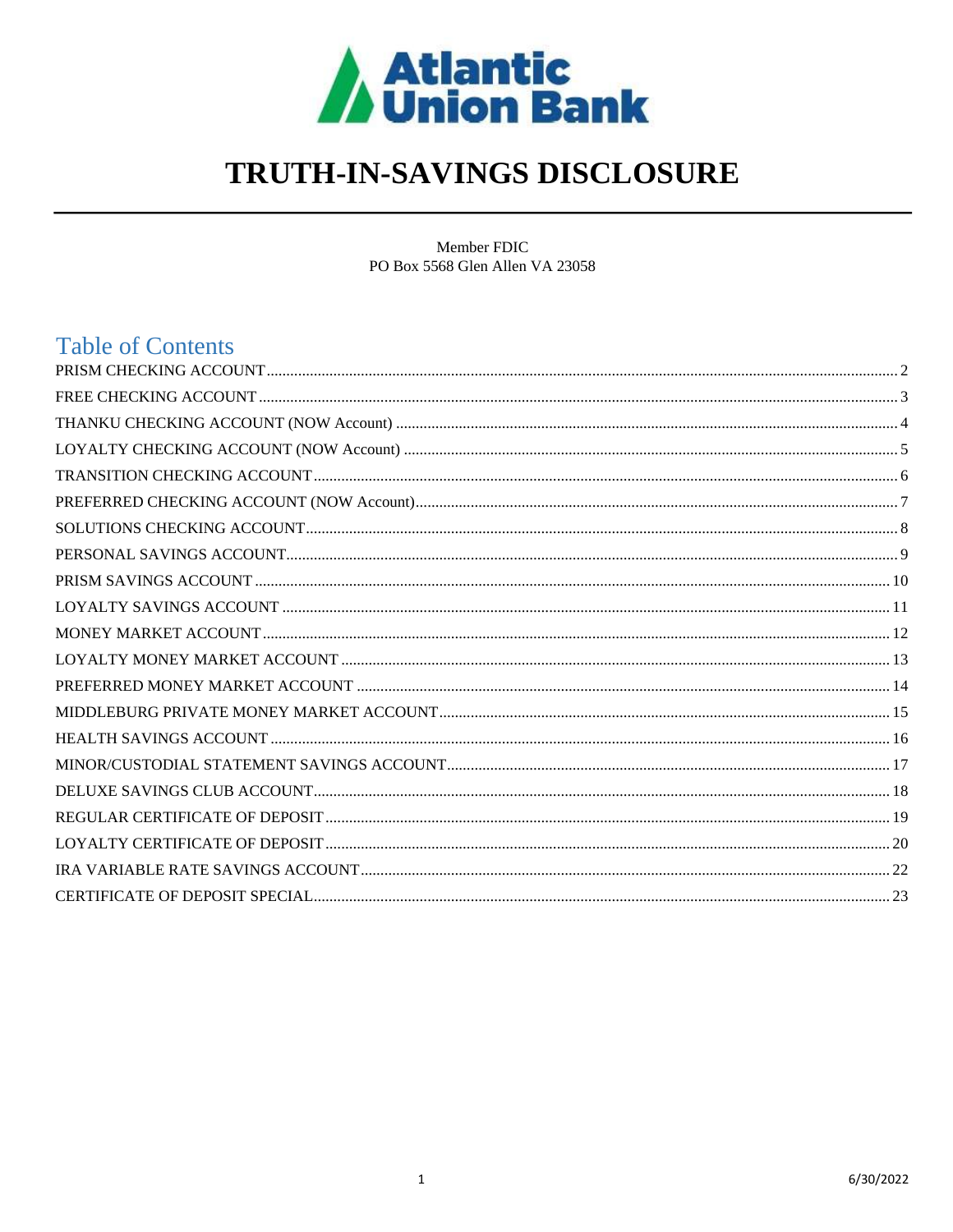Atlantic Union Bank

# TRUTH-IN-SAVINGS DISCLOSURE

Member FDIC
PO Box 5568 Glen Allen VA 23058

## Table of Contents

PRISM CHECKING ACCOUNT .......... 2
FREE CHECKING ACCOUNT .......... 3
THANKU CHECKING ACCOUNT (NOW Account) .......... 4
LOYALTY CHECKING ACCOUNT (NOW Account) .......... 5
TRANSITION CHECKING ACCOUNT .......... 6
PREFERRED CHECKING ACCOUNT (NOW Account) .......... 7
SOLUTIONS CHECKING ACCOUNT .......... 8
PERSONAL SAVINGS ACCOUNT .......... 9
PRISM SAVINGS ACCOUNT .......... 10
LOYALTY SAVINGS ACCOUNT .......... 11
MONEY MARKET ACCOUNT .......... 12
LOYALTY MONEY MARKET ACCOUNT .......... 13
PREFERRED MONEY MARKET ACCOUNT .......... 14
MIDDLEBURG PRIVATE MONEY MARKET ACCOUNT .......... 15
HEALTH SAVINGS ACCOUNT .......... 16
MINOR/CUSTODIAL STATEMENT SAVINGS ACCOUNT .......... 17
DELUXE SAVINGS CLUB ACCOUNT .......... 18
REGULAR CERTIFICATE OF DEPOSIT .......... 19
LOYALTY CERTIFICATE OF DEPOSIT .......... 20
IRA VARIABLE RATE SAVINGS ACCOUNT .......... 22
CERTIFICATE OF DEPOSIT SPECIAL .......... 23

6/30/2022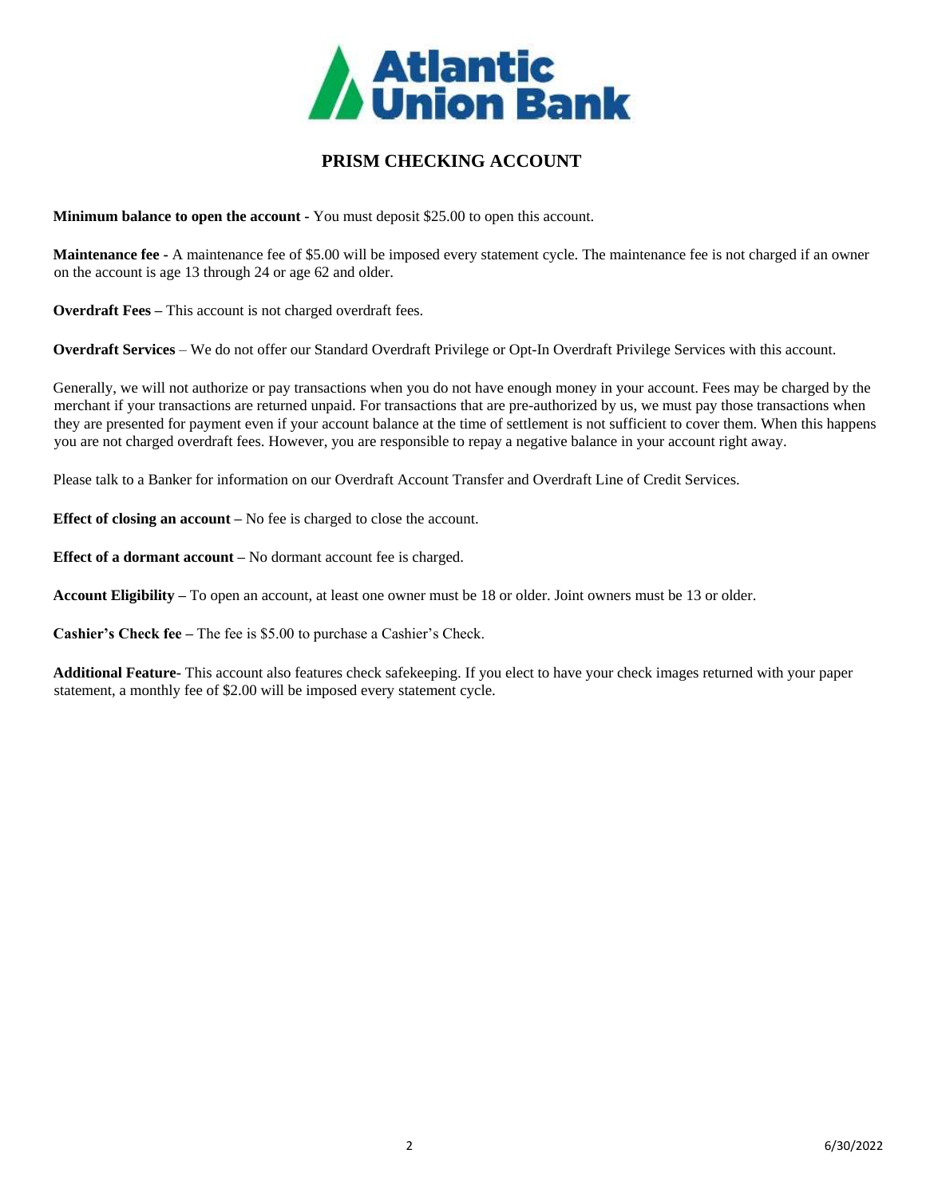# PRISM CHECKING ACCOUNT

**Minimum balance to open the account -** You must deposit $25.00 to open this account.

**Maintenance fee** - A maintenance fee of $5.00 will be imposed every statement cycle. The maintenance fee is not charged if an owner on the account is age 13 through 24 or age 62 and older.

**Overdraft Fees –** This account is not charged overdraft fees.

**Overdraft Services** – We do not offer our Standard Overdraft Privilege or Opt-In Overdraft Privilege Services with this account.

Generally, we will not authorize or pay transactions when you do not have enough money in your account. Fees may be charged by the merchant if your transactions are returned unpaid. For transactions that are pre-authorized by us, we must pay those transactions when they are presented for payment even if your account balance at the time of settlement is not sufficient to cover them. When this happens you are not charged overdraft fees. However, you are responsible to repay a negative balance in your account right away.

Please talk to a Banker for information on our Overdraft Account Transfer and Overdraft Line of Credit Services.

**Effect of closing an account –** No fee is charged to close the account.

**Effect of a dormant account –** No dormant account fee is charged.

**Account Eligibility –** To open an account, at least one owner must be 18 or older. Joint owners must be 13 or older.

**Cashier's Check fee –** The fee is $5.00 to purchase a Cashier's Check.

**Additional Feature**- This account also features check safekeeping. If you elect to have your check images returned with your paper statement, a monthly fee of $2.00 will be imposed every statement cycle.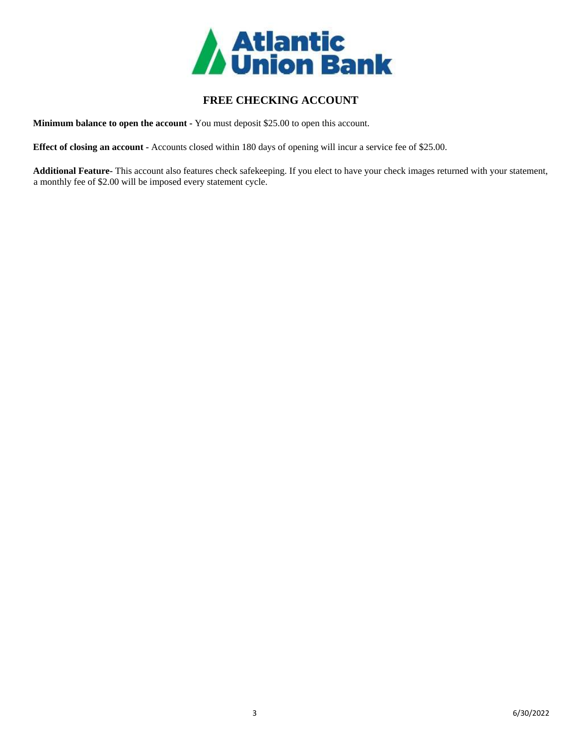Atlantic Union Bank

# FREE CHECKING ACCOUNT

**Minimum balance to open the account -** You must deposit $25.00 to open this account.

**Effect of closing an account -** Accounts closed within 180 days of opening will incur a service fee of $25.00.

**Additional Feature-** This account also features check safekeeping. If you elect to have your check images returned with your statement, a monthly fee of $2.00 will be imposed every statement cycle.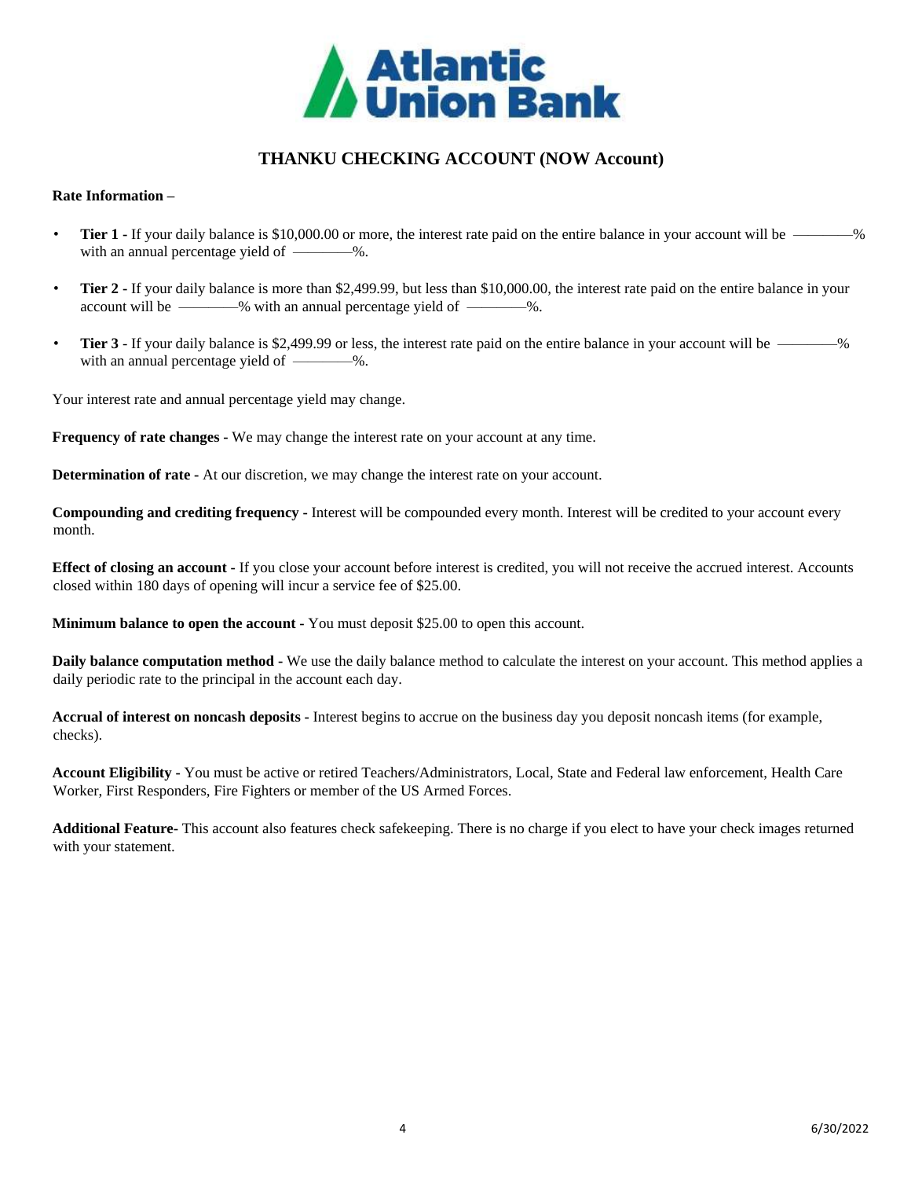# THANKU CHECKING ACCOUNT (NOW Account)

**Rate Information –**

- **Tier 1 -** If your daily balance is $10,000.00 or more, the interest rate paid on the entire balance in your account will be ———% with an annual percentage yield of ———%.
- **Tier 2 -** If your daily balance is more than $2,499.99, but less than $10,000.00, the interest rate paid on the entire balance in your account will be ———% with an annual percentage yield of ———%.
- **Tier 3** - If your daily balance is $2,499.99 or less, the interest rate paid on the entire balance in your account will be ———% with an annual percentage yield of ———%.

Your interest rate and annual percentage yield may change.

**Frequency of rate changes -** We may change the interest rate on your account at any time.

**Determination of rate -** At our discretion, we may change the interest rate on your account.

**Compounding and crediting frequency -** Interest will be compounded every month. Interest will be credited to your account every month.

**Effect of closing an account -** If you close your account before interest is credited, you will not receive the accrued interest. Accounts closed within 180 days of opening will incur a service fee of $25.00.

**Minimum balance to open the account -** You must deposit $25.00 to open this account.

**Daily balance computation method -** We use the daily balance method to calculate the interest on your account. This method applies a daily periodic rate to the principal in the account each day.

**Accrual of interest on noncash deposits -** Interest begins to accrue on the business day you deposit noncash items (for example, checks).

**Account Eligibility -** You must be active or retired Teachers/Administrators, Local, State and Federal law enforcement, Health Care Worker, First Responders, Fire Fighters or member of the US Armed Forces.

**Additional Feature-** This account also features check safekeeping. There is no charge if you elect to have your check images returned with your statement.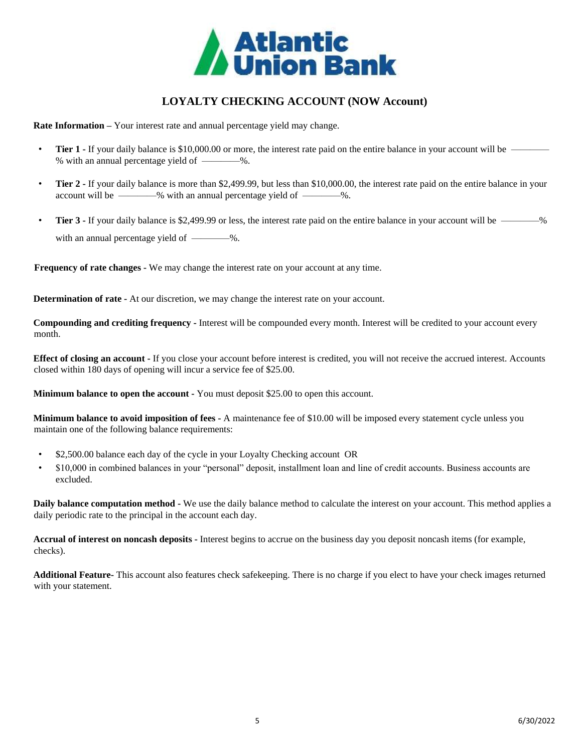Atlantic Union Bank

## LOYALTY CHECKING ACCOUNT (NOW Account)

**Rate Information** – Your interest rate and annual percentage yield may change.

- **Tier 1 -** If your daily balance is $10,000.00 or more, the interest rate paid on the entire balance in your account will be ———— % with an annual percentage yield of ————%.
- **Tier 2 -** If your daily balance is more than $2,499.99, but less than $10,000.00, the interest rate paid on the entire balance in your account will be ————% with an annual percentage yield of ————%.
- **Tier 3 -** If your daily balance is $2,499.99 or less, the interest rate paid on the entire balance in your account will be ————% with an annual percentage yield of ————%.

**Frequency of rate changes -** We may change the interest rate on your account at any time.

**Determination of rate -** At our discretion, we may change the interest rate on your account.

**Compounding and crediting frequency** - Interest will be compounded every month. Interest will be credited to your account every month.

**Effect of closing an account -** If you close your account before interest is credited, you will not receive the accrued interest. Accounts closed within 180 days of opening will incur a service fee of $25.00.

**Minimum balance to open the account -** You must deposit $25.00 to open this account.

**Minimum balance to avoid imposition of fees -** A maintenance fee of $10.00 will be imposed every statement cycle unless you maintain one of the following balance requirements:

- $2,500.00 balance each day of the cycle in your Loyalty Checking account OR
- $10,000 in combined balances in your "personal" deposit, installment loan and line of credit accounts. Business accounts are excluded.

**Daily balance computation method -** We use the daily balance method to calculate the interest on your account. This method applies a daily periodic rate to the principal in the account each day.

**Accrual of interest on noncash deposits -** Interest begins to accrue on the business day you deposit noncash items (for example, checks).

**Additional Feature-** This account also features check safekeeping. There is no charge if you elect to have your check images returned with your statement.

6/30/2022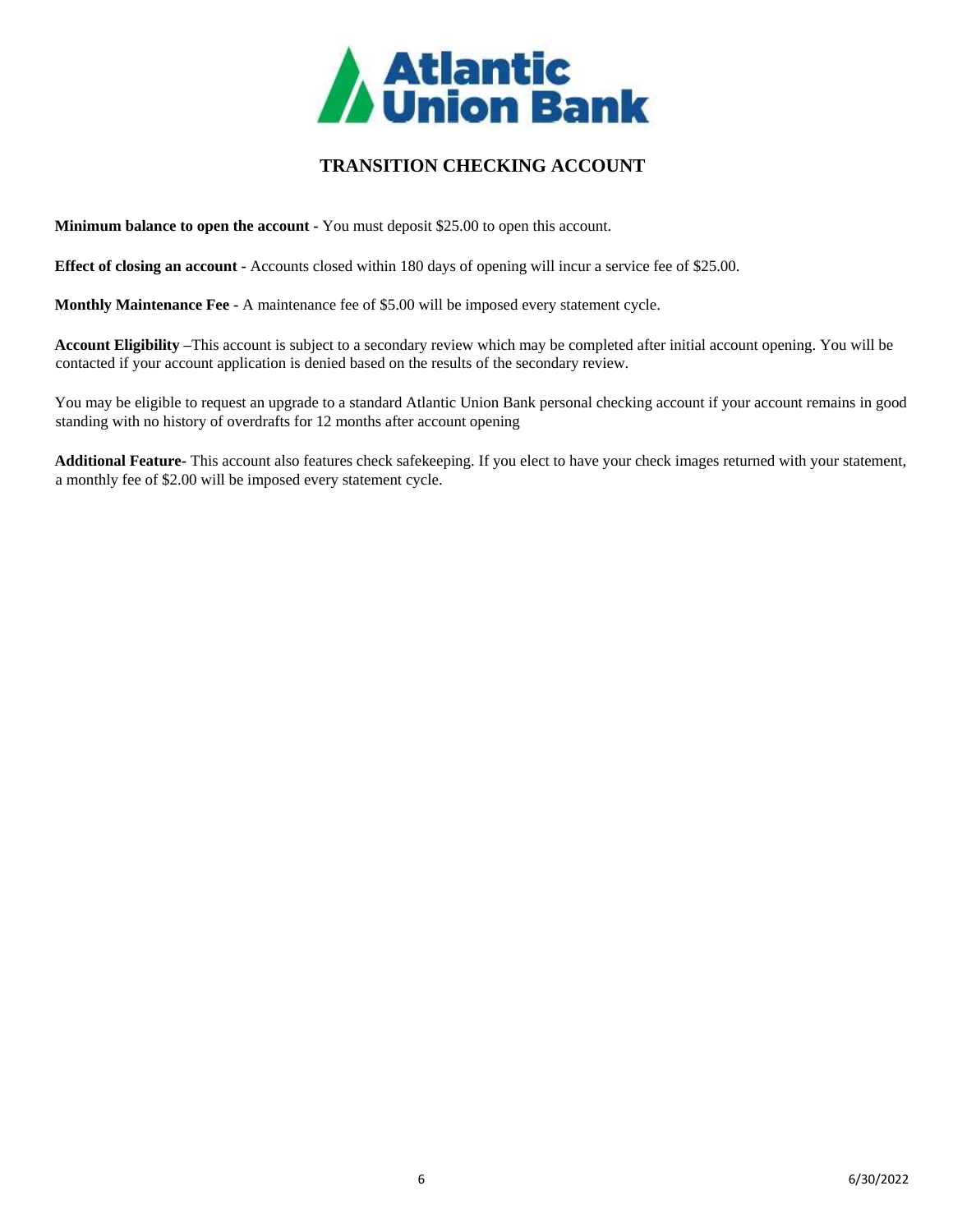# TRANSITION CHECKING ACCOUNT

**Minimum balance to open the account -** You must deposit $25.00 to open this account.

**Effect of closing an account -** Accounts closed within 180 days of opening will incur a service fee of $25.00.

**Monthly Maintenance Fee -** A maintenance fee of $5.00 will be imposed every statement cycle.

**Account Eligibility –**This account is subject to a secondary review which may be completed after initial account opening. You will be contacted if your account application is denied based on the results of the secondary review.

You may be eligible to request an upgrade to a standard Atlantic Union Bank personal checking account if your account remains in good standing with no history of overdrafts for 12 months after account opening

**Additional Feature-** This account also features check safekeeping. If you elect to have your check images returned with your statement, a monthly fee of $2.00 will be imposed every statement cycle.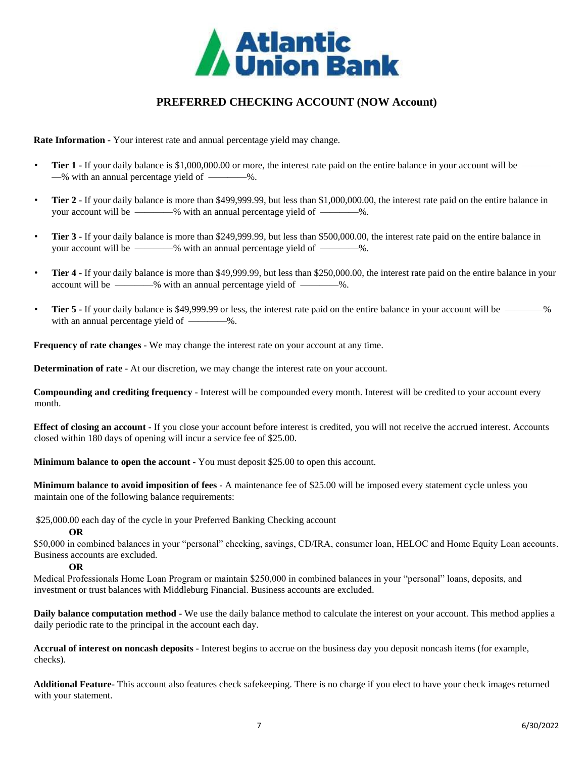# PREFERRED CHECKING ACCOUNT (NOW Account)

**Rate Information -** Your interest rate and annual percentage yield may change.

- **Tier 1 -** If your daily balance is $1,000,000.00 or more, the interest rate paid on the entire balance in your account will be ————% with an annual percentage yield of ————%.
- **Tier 2 -** If your daily balance is more than $499,999.99, but less than $1,000,000.00, the interest rate paid on the entire balance in your account will be ————% with an annual percentage yield of ————%.
- **Tier 3 -** If your daily balance is more than $249,999.99, but less than $500,000.00, the interest rate paid on the entire balance in your account will be ————% with an annual percentage yield of ————%.
- **Tier 4 -** If your daily balance is more than $49,999.99, but less than $250,000.00, the interest rate paid on the entire balance in your account will be ————% with an annual percentage yield of ————%.
- **Tier 5 -** If your daily balance is $49,999.99 or less, the interest rate paid on the entire balance in your account will be ————% with an annual percentage yield of ————%.

**Frequency of rate changes -** We may change the interest rate on your account at any time.

**Determination of rate -** At our discretion, we may change the interest rate on your account.

**Compounding and crediting frequency -** Interest will be compounded every month. Interest will be credited to your account every month.

**Effect of closing an account -** If you close your account before interest is credited, you will not receive the accrued interest. Accounts closed within 180 days of opening will incur a service fee of $25.00.

**Minimum balance to open the account -** You must deposit $25.00 to open this account.

**Minimum balance to avoid imposition of fees -** A maintenance fee of $25.00 will be imposed every statement cycle unless you maintain one of the following balance requirements:

$25,000.00 each day of the cycle in your Preferred Banking Checking account

**OR**

$50,000 in combined balances in your "personal" checking, savings, CD/IRA, consumer loan, HELOC and Home Equity Loan accounts. Business accounts are excluded.

**OR**

Medical Professionals Home Loan Program or maintain $250,000 in combined balances in your "personal" loans, deposits, and investment or trust balances with Middleburg Financial. Business accounts are excluded.

**Daily balance computation method -** We use the daily balance method to calculate the interest on your account. This method applies a daily periodic rate to the principal in the account each day.

**Accrual of interest on noncash deposits -** Interest begins to accrue on the business day you deposit noncash items (for example, checks).

**Additional Feature**- This account also features check safekeeping. There is no charge if you elect to have your check images returned with your statement.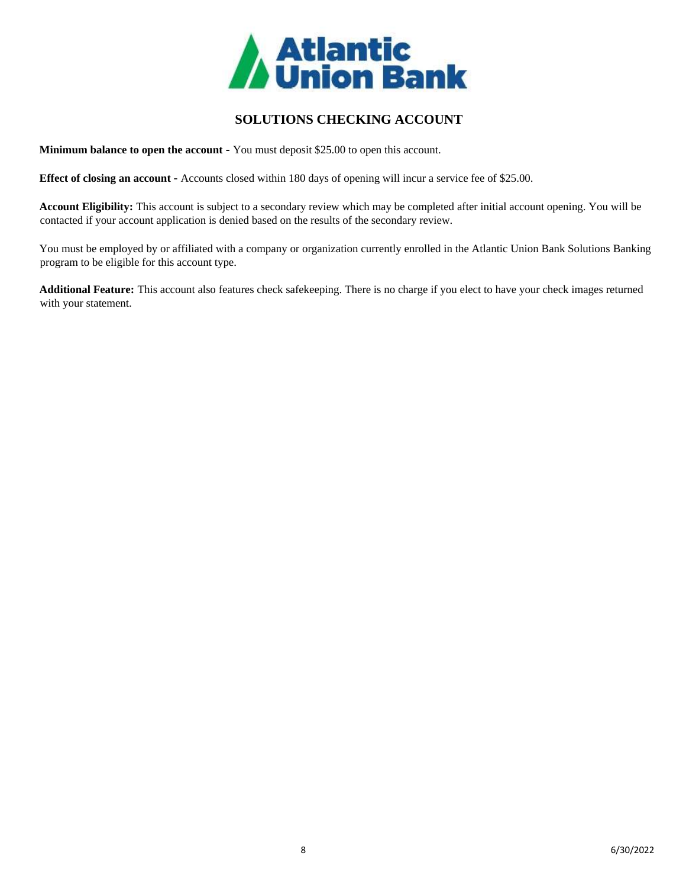Atlantic Union Bank

# SOLUTIONS CHECKING ACCOUNT

**Minimum balance to open the account -** You must deposit $25.00 to open this account.

**Effect of closing an account -** Accounts closed within 180 days of opening will incur a service fee of $25.00.

**Account Eligibility:** This account is subject to a secondary review which may be completed after initial account opening. You will be contacted if your account application is denied based on the results of the secondary review.

You must be employed by or affiliated with a company or organization currently enrolled in the Atlantic Union Bank Solutions Banking program to be eligible for this account type.

**Additional Feature:** This account also features check safekeeping. There is no charge if you elect to have your check images returned with your statement.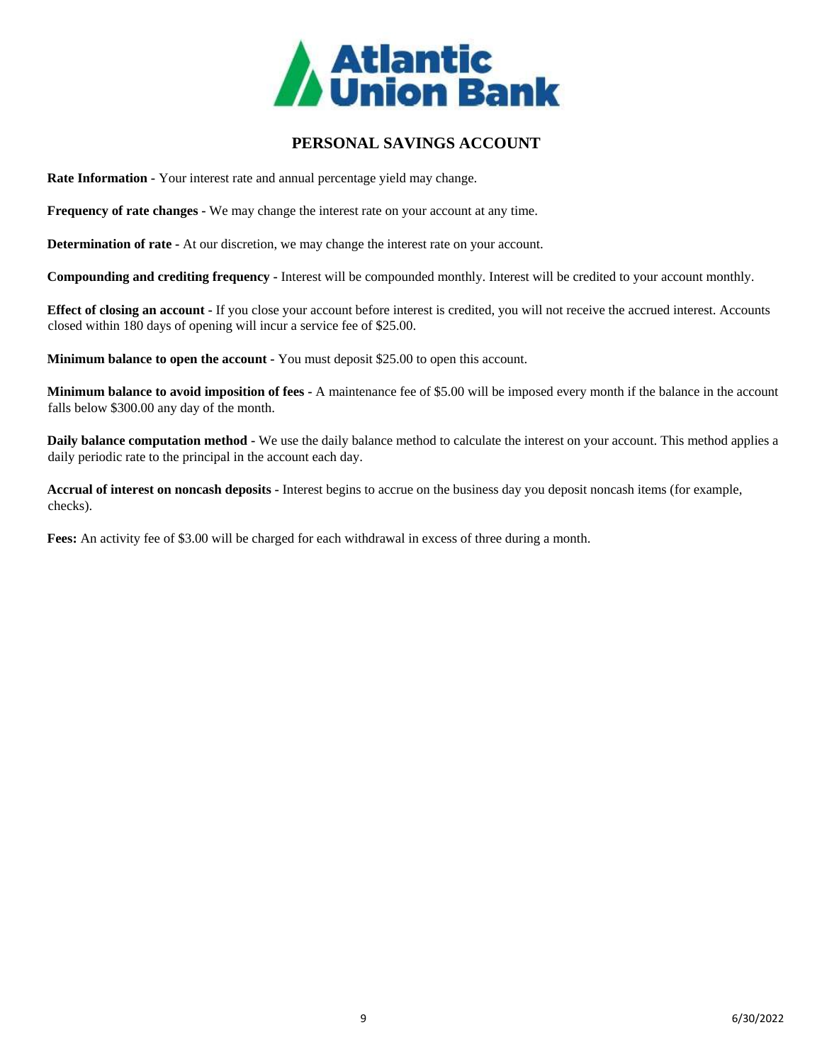Atlantic Union Bank

# PERSONAL SAVINGS ACCOUNT

**Rate Information -** Your interest rate and annual percentage yield may change.

**Frequency of rate changes -** We may change the interest rate on your account at any time.

**Determination of rate -** At our discretion, we may change the interest rate on your account.

**Compounding and crediting frequency -** Interest will be compounded monthly. Interest will be credited to your account monthly.

**Effect of closing an account -** If you close your account before interest is credited, you will not receive the accrued interest. Accounts closed within 180 days of opening will incur a service fee of $25.00.

**Minimum balance to open the account -** You must deposit $25.00 to open this account.

**Minimum balance to avoid imposition of fees -** A maintenance fee of $5.00 will be imposed every month if the balance in the account falls below $300.00 any day of the month.

**Daily balance computation method -** We use the daily balance method to calculate the interest on your account. This method applies a daily periodic rate to the principal in the account each day.

**Accrual of interest on noncash deposits -** Interest begins to accrue on the business day you deposit noncash items (for example, checks).

**Fees:** An activity fee of $3.00 will be charged for each withdrawal in excess of three during a month.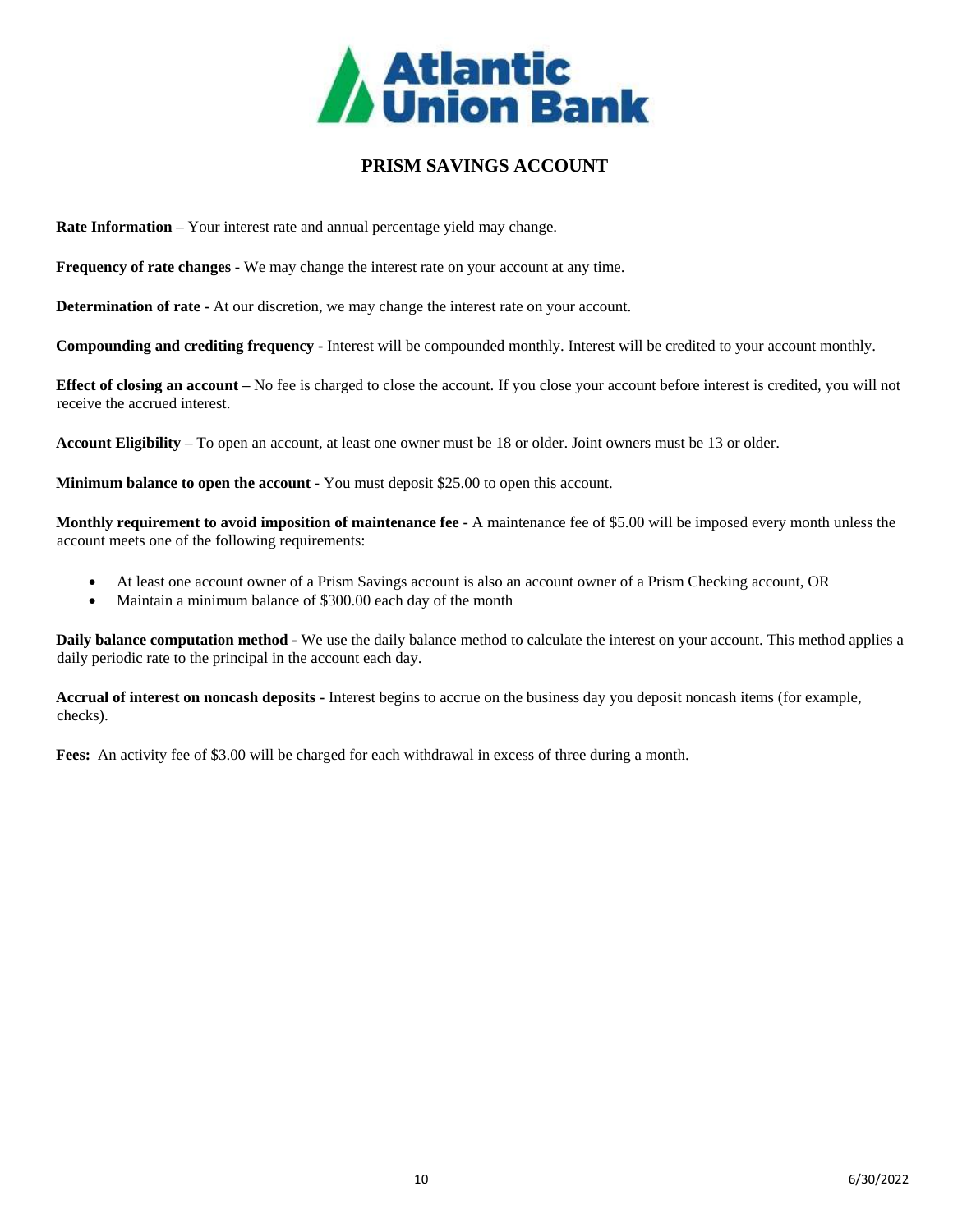Atlantic Union Bank

# PRISM SAVINGS ACCOUNT

**Rate Information** – Your interest rate and annual percentage yield may change.

**Frequency of rate changes** - We may change the interest rate on your account at any time.

**Determination of rate** - At our discretion, we may change the interest rate on your account.

**Compounding and crediting frequency** - Interest will be compounded monthly. Interest will be credited to your account monthly.

**Effect of closing an account** – No fee is charged to close the account. If you close your account before interest is credited, you will not receive the accrued interest.

**Account Eligibility** – To open an account, at least one owner must be 18 or older. Joint owners must be 13 or older.

**Minimum balance to open the account** - You must deposit $25.00 to open this account.

**Monthly requirement to avoid imposition of maintenance fee** - A maintenance fee of $5.00 will be imposed every month unless the account meets one of the following requirements:

- At least one account owner of a Prism Savings account is also an account owner of a Prism Checking account, OR
- Maintain a minimum balance of $300.00 each day of the month

**Daily balance computation method** - We use the daily balance method to calculate the interest on your account. This method applies a daily periodic rate to the principal in the account each day.

**Accrual of interest on noncash deposits** - Interest begins to accrue on the business day you deposit noncash items (for example, checks).

**Fees:** An activity fee of $3.00 will be charged for each withdrawal in excess of three during a month.

6/30/2022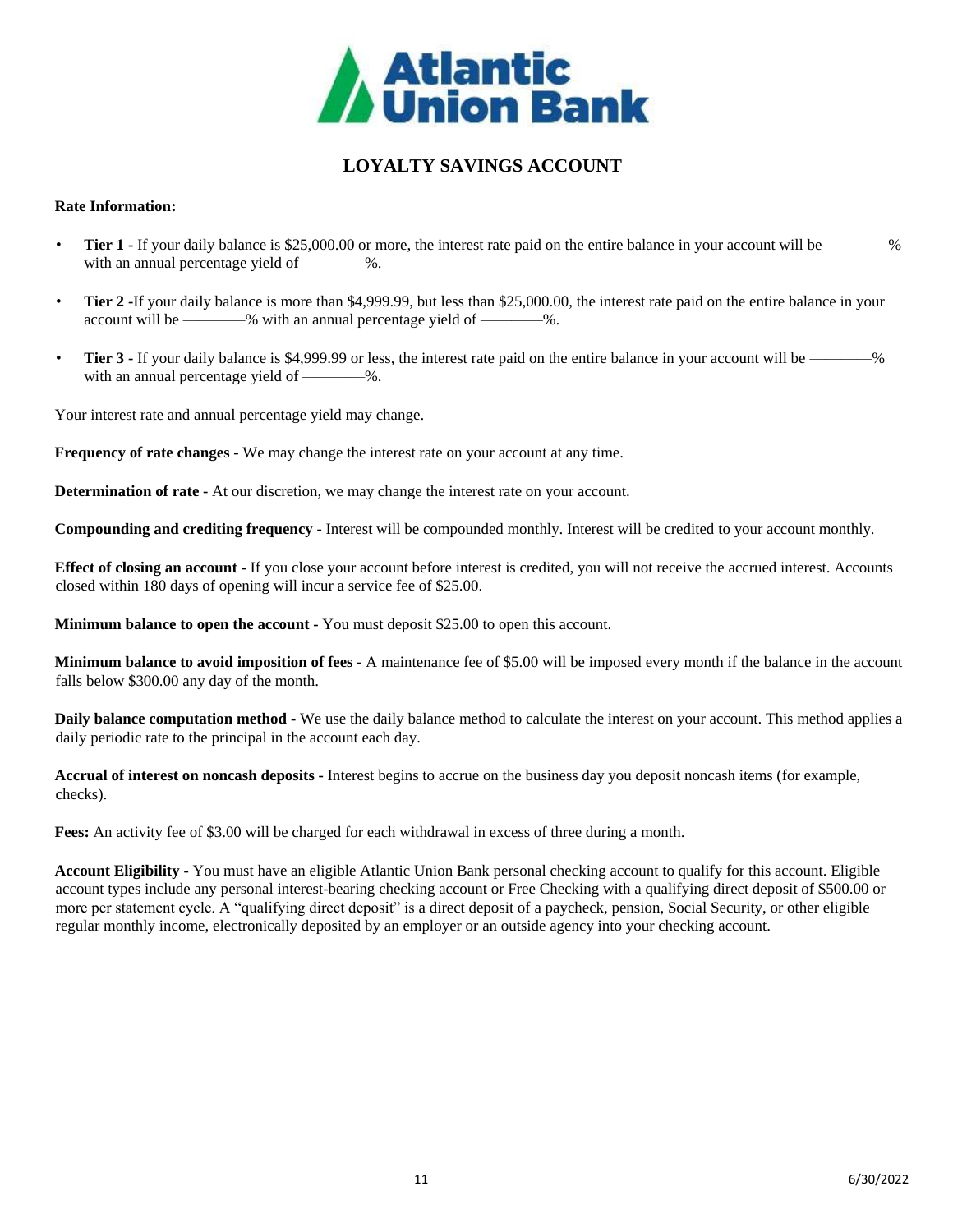# LOYALTY SAVINGS ACCOUNT

**Rate Information:**

- **Tier 1 -** If your daily balance is $25,000.00 or more, the interest rate paid on the entire balance in your account will be ————% with an annual percentage yield of ————%.
- **Tier 2 -**If your daily balance is more than $4,999.99, but less than $25,000.00, the interest rate paid on the entire balance in your account will be ————% with an annual percentage yield of ————%.
- **Tier 3 -** If your daily balance is $4,999.99 or less, the interest rate paid on the entire balance in your account will be ————% with an annual percentage yield of ————%.

Your interest rate and annual percentage yield may change.

**Frequency of rate changes -** We may change the interest rate on your account at any time.

**Determination of rate -** At our discretion, we may change the interest rate on your account.

**Compounding and crediting frequency -** Interest will be compounded monthly. Interest will be credited to your account monthly.

**Effect of closing an account -** If you close your account before interest is credited, you will not receive the accrued interest. Accounts closed within 180 days of opening will incur a service fee of $25.00.

**Minimum balance to open the account -** You must deposit $25.00 to open this account.

**Minimum balance to avoid imposition of fees -** A maintenance fee of $5.00 will be imposed every month if the balance in the account falls below $300.00 any day of the month.

**Daily balance computation method -** We use the daily balance method to calculate the interest on your account. This method applies a daily periodic rate to the principal in the account each day.

**Accrual of interest on noncash deposits -** Interest begins to accrue on the business day you deposit noncash items (for example, checks).

**Fees:** An activity fee of $3.00 will be charged for each withdrawal in excess of three during a month.

**Account Eligibility -** You must have an eligible Atlantic Union Bank personal checking account to qualify for this account. Eligible account types include any personal interest-bearing checking account or Free Checking with a qualifying direct deposit of $500.00 or more per statement cycle. A "qualifying direct deposit" is a direct deposit of a paycheck, pension, Social Security, or other eligible regular monthly income, electronically deposited by an employer or an outside agency into your checking account.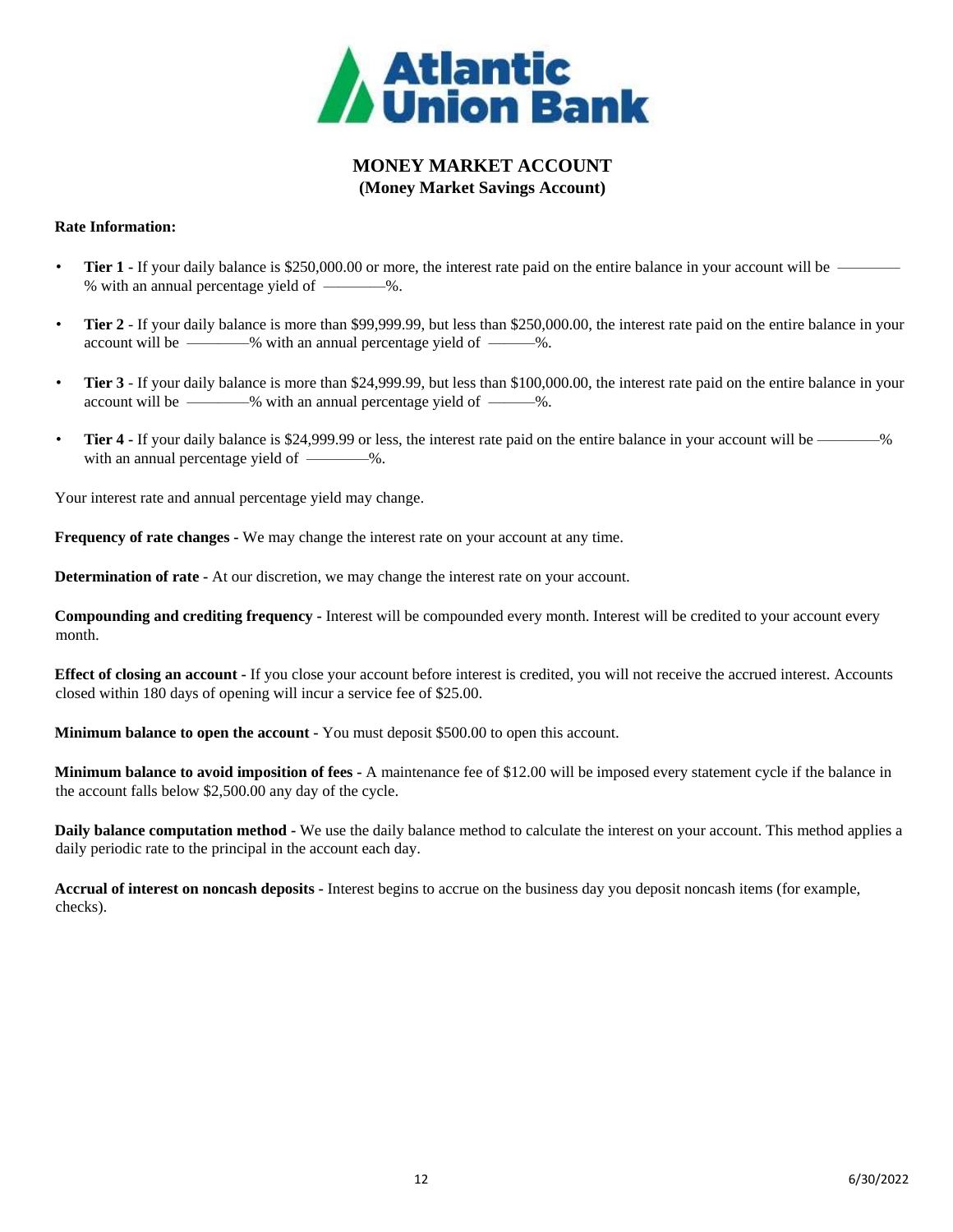# MONEY MARKET ACCOUNT
## (Money Market Savings Account)

**Rate Information:**

- **Tier 1 -** If your daily balance is $250,000.00 or more, the interest rate paid on the entire balance in your account will be ———— % with an annual percentage yield of ————%.
- **Tier 2** - If your daily balance is more than $99,999.99, but less than $250,000.00, the interest rate paid on the entire balance in your account will be ————% with an annual percentage yield of ———%.
- **Tier 3** - If your daily balance is more than $24,999.99, but less than $100,000.00, the interest rate paid on the entire balance in your account will be ————% with an annual percentage yield of ———%.
- **Tier 4 -** If your daily balance is $24,999.99 or less, the interest rate paid on the entire balance in your account will be ————% with an annual percentage yield of ————%.

Your interest rate and annual percentage yield may change.

**Frequency of rate changes -** We may change the interest rate on your account at any time.

**Determination of rate -** At our discretion, we may change the interest rate on your account.

**Compounding and crediting frequency -** Interest will be compounded every month. Interest will be credited to your account every month.

**Effect of closing an account -** If you close your account before interest is credited, you will not receive the accrued interest. Accounts closed within 180 days of opening will incur a service fee of $25.00.

**Minimum balance to open the account -** You must deposit $500.00 to open this account.

**Minimum balance to avoid imposition of fees -** A maintenance fee of $12.00 will be imposed every statement cycle if the balance in the account falls below $2,500.00 any day of the cycle.

**Daily balance computation method -** We use the daily balance method to calculate the interest on your account. This method applies a daily periodic rate to the principal in the account each day.

**Accrual of interest on noncash deposits -** Interest begins to accrue on the business day you deposit noncash items (for example, checks).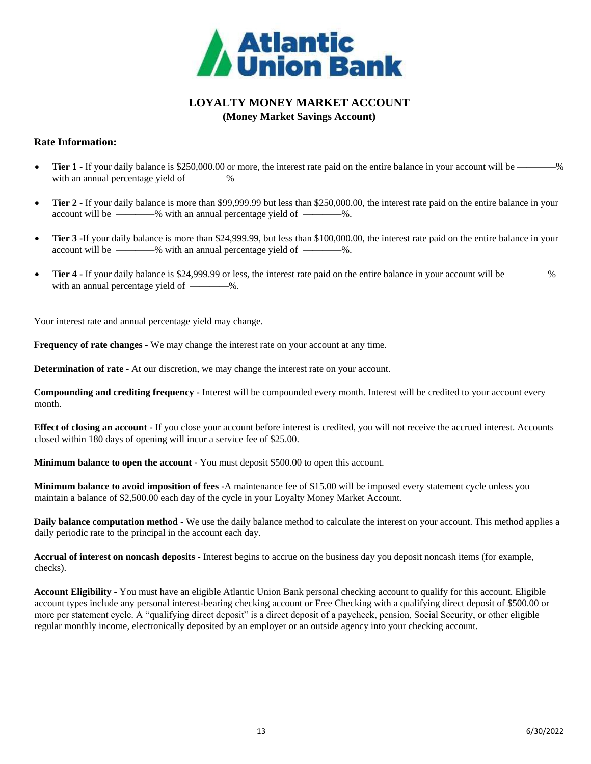# LOYALTY MONEY MARKET ACCOUNT

**(Money Market Savings Account)**

## Rate Information:

- **Tier 1 -** If your daily balance is $250,000.00 or more, the interest rate paid on the entire balance in your account will be ————% with an annual percentage yield of ————%
- **Tier 2 -** If your daily balance is more than $99,999.99 but less than $250,000.00, the interest rate paid on the entire balance in your account will be ————% with an annual percentage yield of ————%.
- **Tier 3 -**If your daily balance is more than $24,999.99, but less than $100,000.00, the interest rate paid on the entire balance in your account will be ————% with an annual percentage yield of ————%.
- **Tier 4 -** If your daily balance is $24,999.99 or less, the interest rate paid on the entire balance in your account will be ————% with an annual percentage yield of ————%.

Your interest rate and annual percentage yield may change.

**Frequency of rate changes -** We may change the interest rate on your account at any time.

**Determination of rate -** At our discretion, we may change the interest rate on your account.

**Compounding and crediting frequency -** Interest will be compounded every month. Interest will be credited to your account every month.

**Effect of closing an account -** If you close your account before interest is credited, you will not receive the accrued interest. Accounts closed within 180 days of opening will incur a service fee of $25.00.

**Minimum balance to open the account -** You must deposit $500.00 to open this account.

**Minimum balance to avoid imposition of fees -**A maintenance fee of $15.00 will be imposed every statement cycle unless you maintain a balance of $2,500.00 each day of the cycle in your Loyalty Money Market Account.

**Daily balance computation method -** We use the daily balance method to calculate the interest on your account. This method applies a daily periodic rate to the principal in the account each day.

**Accrual of interest on noncash deposits -** Interest begins to accrue on the business day you deposit noncash items (for example, checks).

**Account Eligibility -** You must have an eligible Atlantic Union Bank personal checking account to qualify for this account. Eligible account types include any personal interest-bearing checking account or Free Checking with a qualifying direct deposit of $500.00 or more per statement cycle. A "qualifying direct deposit" is a direct deposit of a paycheck, pension, Social Security, or other eligible regular monthly income, electronically deposited by an employer or an outside agency into your checking account.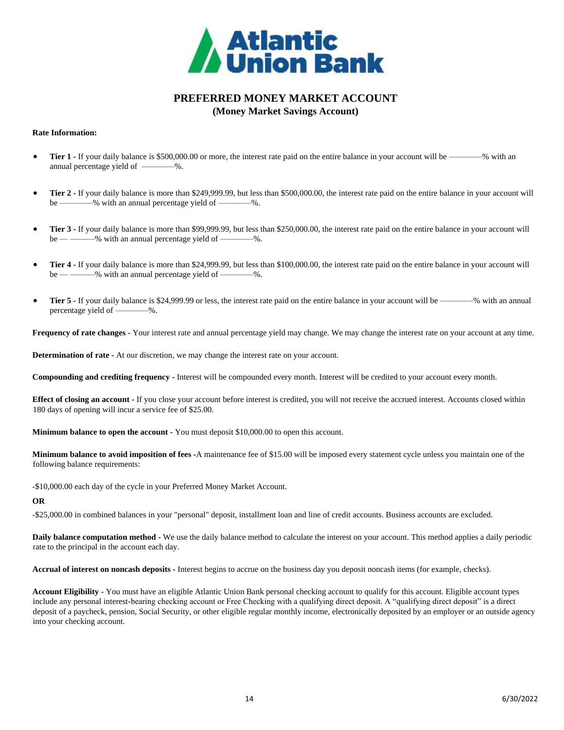# PREFERRED MONEY MARKET ACCOUNT

## (Money Market Savings Account)

**Rate Information:**

- **Tier 1 -** If your daily balance is $500,000.00 or more, the interest rate paid on the entire balance in your account will be ————% with an annual percentage yield of ————%.
- **Tier 2 -** If your daily balance is more than $249,999.99, but less than $500,000.00, the interest rate paid on the entire balance in your account will be ————% with an annual percentage yield of ————%.
- **Tier 3 -** If your daily balance is more than $99,999.99, but less than $250,000.00, the interest rate paid on the entire balance in your account will be — ———% with an annual percentage yield of ————%.
- **Tier 4 -** If your daily balance is more than $24,999.99, but less than $100,000.00, the interest rate paid on the entire balance in your account will be — ———% with an annual percentage yield of ————%.
- **Tier 5 -** If your daily balance is $24,999.99 or less, the interest rate paid on the entire balance in your account will be ————% with an annual percentage yield of ————%.

**Frequency of rate changes -** Your interest rate and annual percentage yield may change. We may change the interest rate on your account at any time.

**Determination of rate -** At our discretion, we may change the interest rate on your account.

**Compounding and crediting frequency -** Interest will be compounded every month. Interest will be credited to your account every month.

**Effect of closing an account -** If you close your account before interest is credited, you will not receive the accrued interest. Accounts closed within 180 days of opening will incur a service fee of $25.00.

**Minimum balance to open the account -** You must deposit $10,000.00 to open this account.

**Minimum balance to avoid imposition of fees -**A maintenance fee of $15.00 will be imposed every statement cycle unless you maintain one of the following balance requirements:

-$10,000.00 each day of the cycle in your Preferred Money Market Account.

**OR**

-$25,000.00 in combined balances in your "personal" deposit, installment loan and line of credit accounts. Business accounts are excluded.

**Daily balance computation method -** We use the daily balance method to calculate the interest on your account. This method applies a daily periodic rate to the principal in the account each day.

**Accrual of interest on noncash deposits -** Interest begins to accrue on the business day you deposit noncash items (for example, checks).

**Account Eligibility -** You must have an eligible Atlantic Union Bank personal checking account to qualify for this account. Eligible account types include any personal interest-bearing checking account or Free Checking with a qualifying direct deposit. A "qualifying direct deposit" is a direct deposit of a paycheck, pension, Social Security, or other eligible regular monthly income, electronically deposited by an employer or an outside agency into your checking account.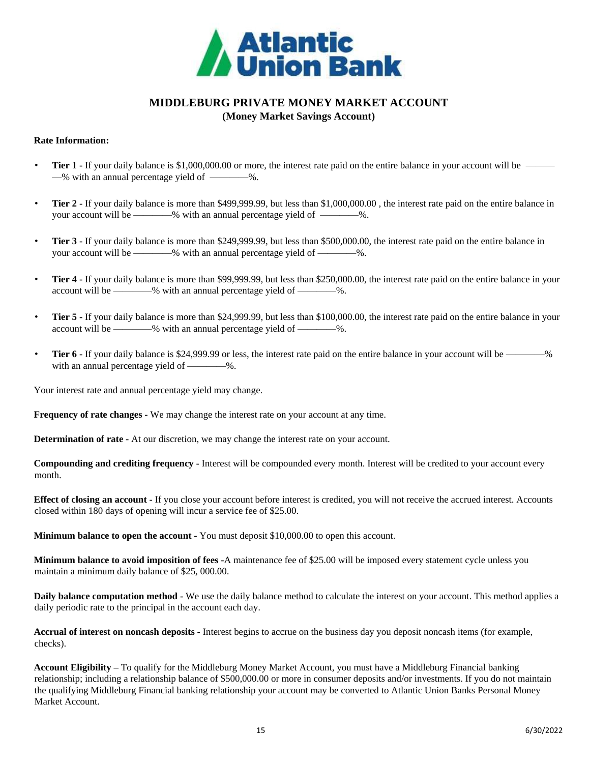Atlantic Union Bank

# MIDDLEBURG PRIVATE MONEY MARKET ACCOUNT
## (Money Market Savings Account)

**Rate Information:**

- **Tier 1 -** If your daily balance is $1,000,000.00 or more, the interest rate paid on the entire balance in your account will be ————% with an annual percentage yield of ————%.
- **Tier 2 -** If your daily balance is more than $499,999.99, but less than $1,000,000.00 , the interest rate paid on the entire balance in your account will be ————% with an annual percentage yield of ————%.
- **Tier 3 -** If your daily balance is more than $249,999.99, but less than $500,000.00, the interest rate paid on the entire balance in your account will be ————% with an annual percentage yield of ————%.
- **Tier 4 -** If your daily balance is more than $99,999.99, but less than $250,000.00, the interest rate paid on the entire balance in your account will be ————% with an annual percentage yield of ————%.
- **Tier 5 -** If your daily balance is more than $24,999.99, but less than $100,000.00, the interest rate paid on the entire balance in your account will be ————% with an annual percentage yield of ————%.
- **Tier 6 -** If your daily balance is $24,999.99 or less, the interest rate paid on the entire balance in your account will be ————% with an annual percentage yield of ————%.

Your interest rate and annual percentage yield may change.

**Frequency of rate changes -** We may change the interest rate on your account at any time.

**Determination of rate -** At our discretion, we may change the interest rate on your account.

**Compounding and crediting frequency -** Interest will be compounded every month. Interest will be credited to your account every month.

**Effect of closing an account -** If you close your account before interest is credited, you will not receive the accrued interest. Accounts closed within 180 days of opening will incur a service fee of $25.00.

**Minimum balance to open the account -** You must deposit $10,000.00 to open this account.

**Minimum balance to avoid imposition of fees -**A maintenance fee of $25.00 will be imposed every statement cycle unless you maintain a minimum daily balance of $25, 000.00.

**Daily balance computation method -** We use the daily balance method to calculate the interest on your account. This method applies a daily periodic rate to the principal in the account each day.

**Accrual of interest on noncash deposits -** Interest begins to accrue on the business day you deposit noncash items (for example, checks).

**Account Eligibility –** To qualify for the Middleburg Money Market Account, you must have a Middleburg Financial banking relationship; including a relationship balance of $500,000.00 or more in consumer deposits and/or investments. If you do not maintain the qualifying Middleburg Financial banking relationship your account may be converted to Atlantic Union Banks Personal Money Market Account.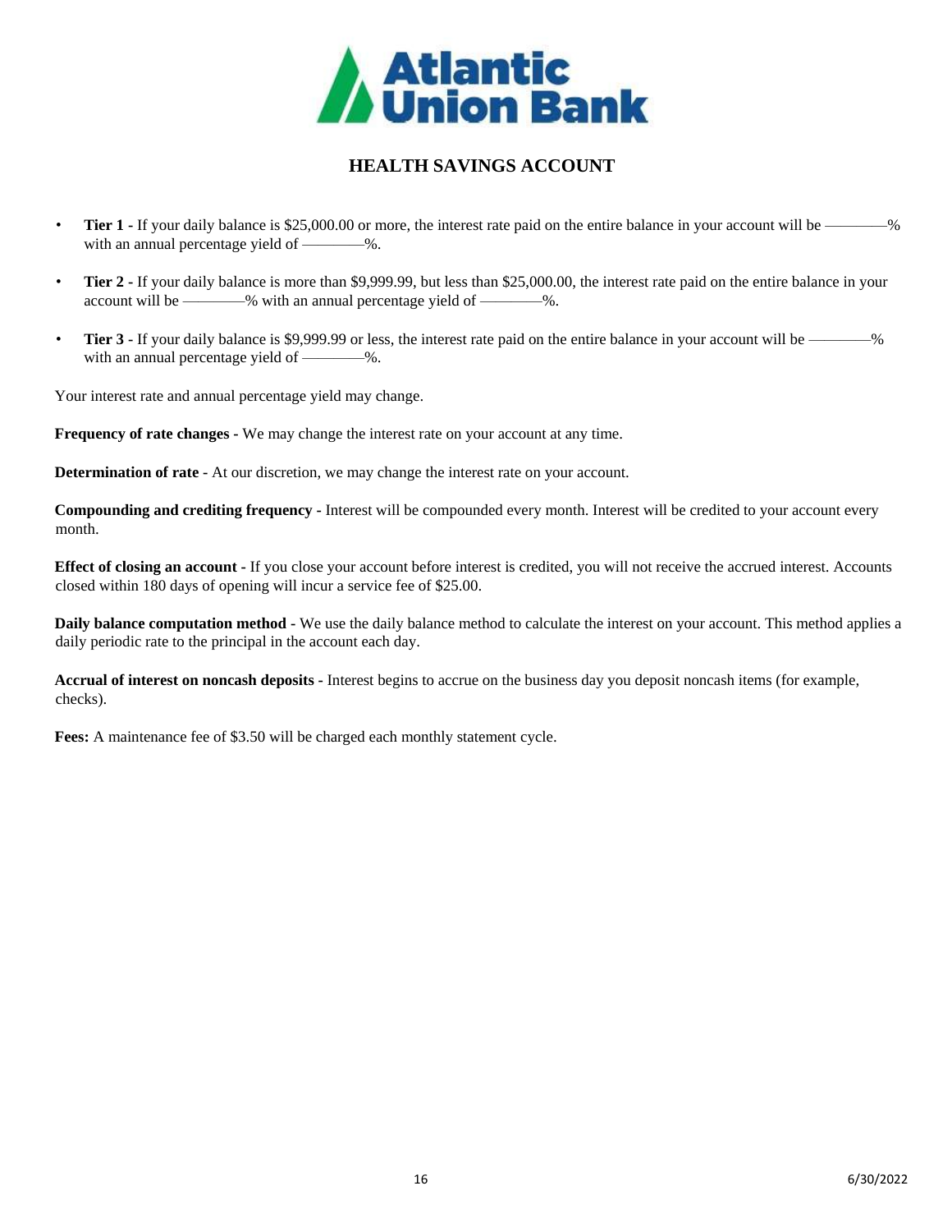Atlantic Union Bank

# HEALTH SAVINGS ACCOUNT

- **Tier 1 -** If your daily balance is $25,000.00 or more, the interest rate paid on the entire balance in your account will be ————% with an annual percentage yield of ————%.
- **Tier 2 -** If your daily balance is more than $9,999.99, but less than $25,000.00, the interest rate paid on the entire balance in your account will be ————% with an annual percentage yield of ————%.
- **Tier 3 -** If your daily balance is $9,999.99 or less, the interest rate paid on the entire balance in your account will be ————% with an annual percentage yield of ————%.

Your interest rate and annual percentage yield may change.

**Frequency of rate changes -** We may change the interest rate on your account at any time.

**Determination of rate -** At our discretion, we may change the interest rate on your account.

**Compounding and crediting frequency -** Interest will be compounded every month. Interest will be credited to your account every month.

**Effect of closing an account -** If you close your account before interest is credited, you will not receive the accrued interest. Accounts closed within 180 days of opening will incur a service fee of $25.00.

**Daily balance computation method -** We use the daily balance method to calculate the interest on your account. This method applies a daily periodic rate to the principal in the account each day.

**Accrual of interest on noncash deposits -** Interest begins to accrue on the business day you deposit noncash items (for example, checks).

**Fees:** A maintenance fee of $3.50 will be charged each monthly statement cycle.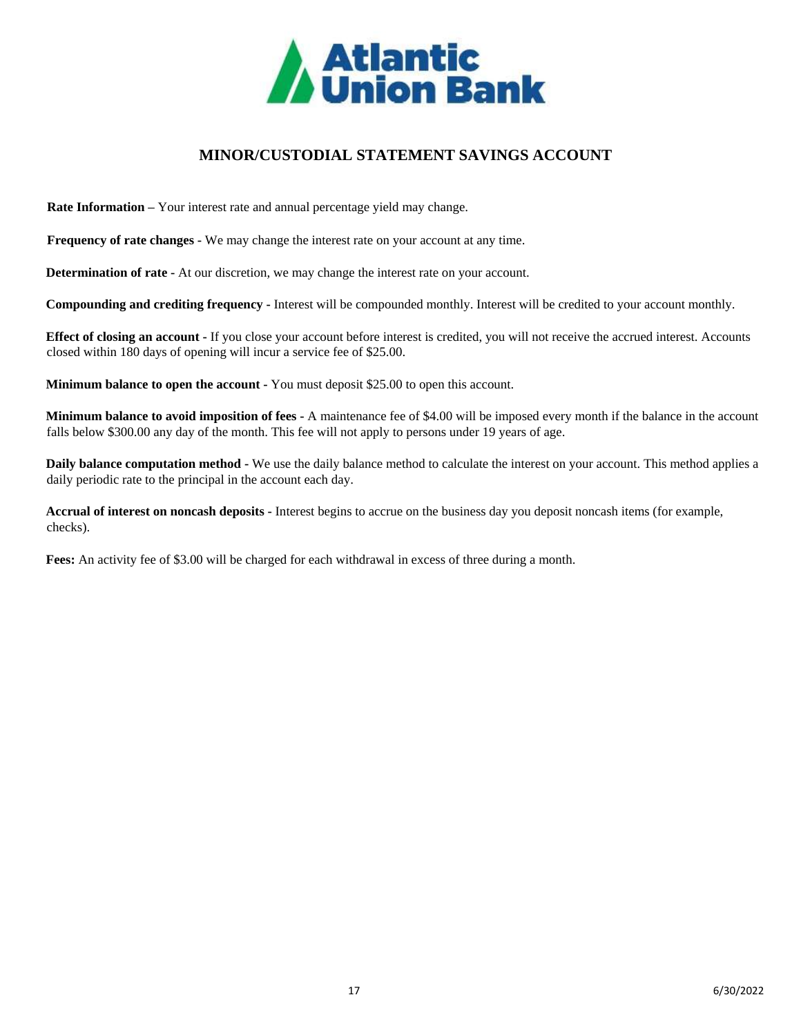Atlantic Union Bank

# MINOR/CUSTODIAL STATEMENT SAVINGS ACCOUNT

**Rate Information –** Your interest rate and annual percentage yield may change.

**Frequency of rate changes -** We may change the interest rate on your account at any time.

**Determination of rate -** At our discretion, we may change the interest rate on your account.

**Compounding and crediting frequency -** Interest will be compounded monthly. Interest will be credited to your account monthly.

**Effect of closing an account -** If you close your account before interest is credited, you will not receive the accrued interest. Accounts closed within 180 days of opening will incur a service fee of $25.00.

**Minimum balance to open the account -** You must deposit $25.00 to open this account.

**Minimum balance to avoid imposition of fees -** A maintenance fee of $4.00 will be imposed every month if the balance in the account falls below $300.00 any day of the month. This fee will not apply to persons under 19 years of age.

**Daily balance computation method -** We use the daily balance method to calculate the interest on your account. This method applies a daily periodic rate to the principal in the account each day.

**Accrual of interest on noncash deposits -** Interest begins to accrue on the business day you deposit noncash items (for example, checks).

**Fees:** An activity fee of $3.00 will be charged for each withdrawal in excess of three during a month.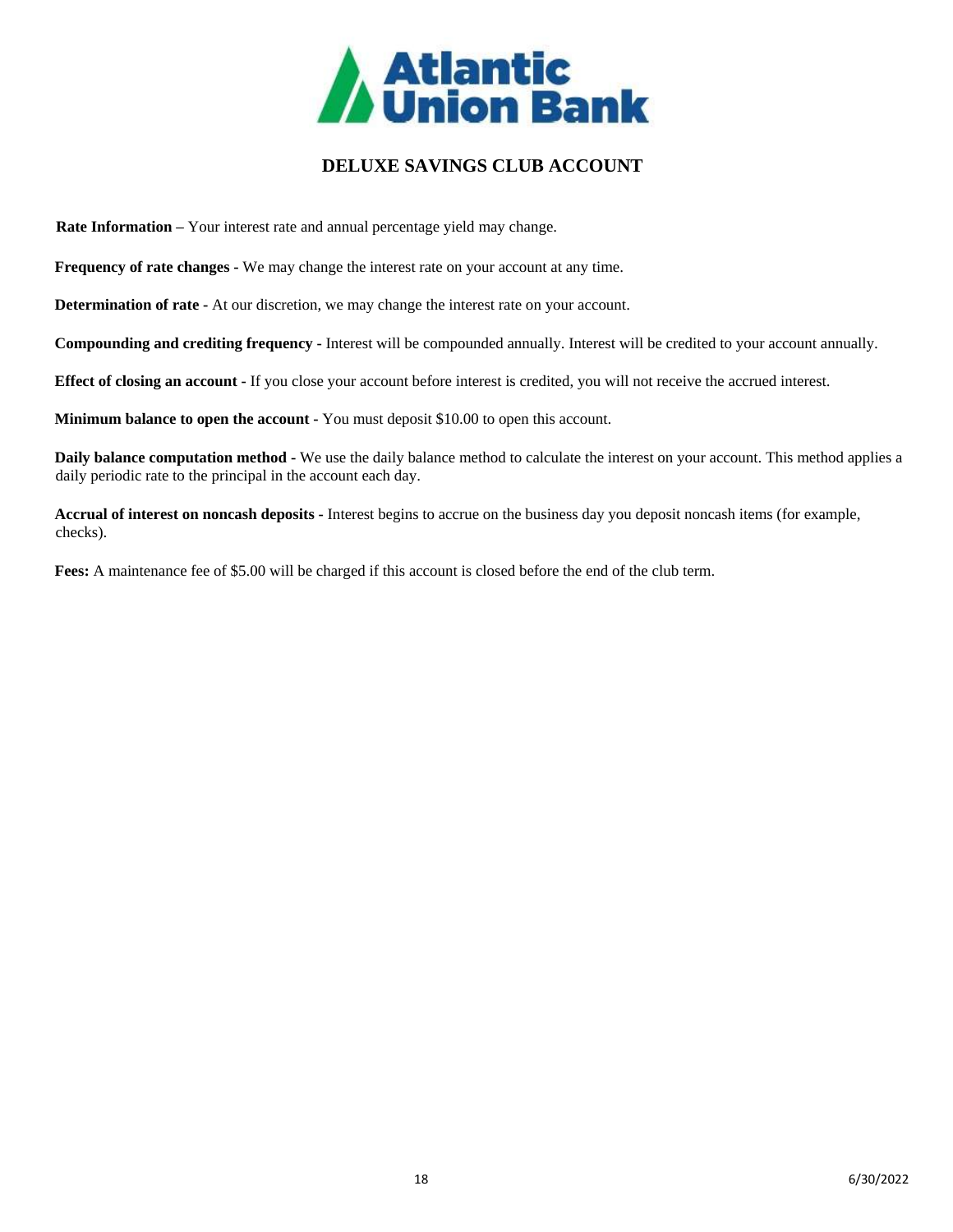# DELUXE SAVINGS CLUB ACCOUNT

**Rate Information** – Your interest rate and annual percentage yield may change.

**Frequency of rate changes -** We may change the interest rate on your account at any time.

**Determination of rate -** At our discretion, we may change the interest rate on your account.

**Compounding and crediting frequency -** Interest will be compounded annually. Interest will be credited to your account annually.

**Effect of closing an account -** If you close your account before interest is credited, you will not receive the accrued interest.

**Minimum balance to open the account -** You must deposit $10.00 to open this account.

**Daily balance computation method -** We use the daily balance method to calculate the interest on your account. This method applies a daily periodic rate to the principal in the account each day.

**Accrual of interest on noncash deposits -** Interest begins to accrue on the business day you deposit noncash items (for example, checks).

**Fees:** A maintenance fee of $5.00 will be charged if this account is closed before the end of the club term.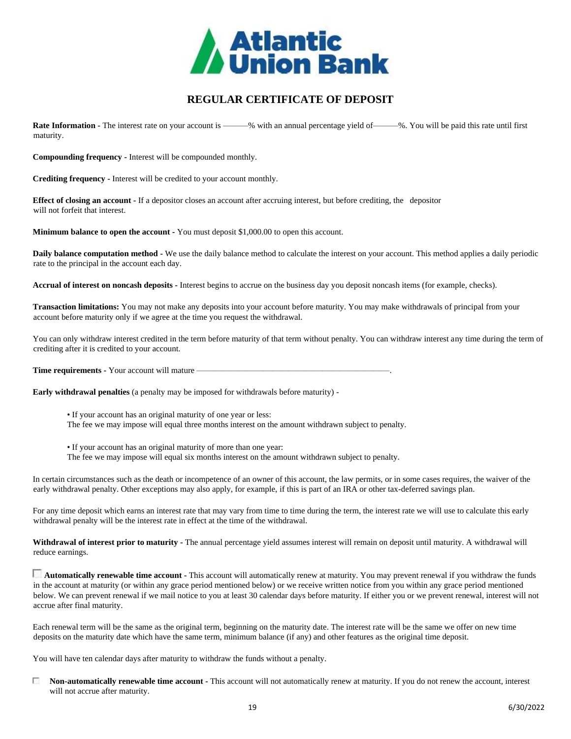# Atlantic Union Bank

## REGULAR CERTIFICATE OF DEPOSIT

**Rate Information -** The interest rate on your account is ———% with an annual percentage yield of———%. You will be paid this rate until first maturity.

**Compounding frequency -** Interest will be compounded monthly.

**Crediting frequency -** Interest will be credited to your account monthly.

**Effect of closing an account -** If a depositor closes an account after accruing interest, but before crediting, the depositor will not forfeit that interest.

**Minimum balance to open the account -** You must deposit $1,000.00 to open this account.

**Daily balance computation method -** We use the daily balance method to calculate the interest on your account. This method applies a daily periodic rate to the principal in the account each day.

**Accrual of interest on noncash deposits -** Interest begins to accrue on the business day you deposit noncash items (for example, checks).

**Transaction limitations:** You may not make any deposits into your account before maturity. You may make withdrawals of principal from your account before maturity only if we agree at the time you request the withdrawal.

You can only withdraw interest credited in the term before maturity of that term without penalty. You can withdraw interest any time during the term of crediting after it is credited to your account.

**Time requirements -** Your account will mature ——————————————————————.

**Early withdrawal penalties** (a penalty may be imposed for withdrawals before maturity) -

- If your account has an original maturity of one year or less:
  The fee we may impose will equal three months interest on the amount withdrawn subject to penalty.

- If your account has an original maturity of more than one year:
  The fee we may impose will equal six months interest on the amount withdrawn subject to penalty.

In certain circumstances such as the death or incompetence of an owner of this account, the law permits, or in some cases requires, the waiver of the early withdrawal penalty. Other exceptions may also apply, for example, if this is part of an IRA or other tax-deferred savings plan.

For any time deposit which earns an interest rate that may vary from time to time during the term, the interest rate we will use to calculate this early withdrawal penalty will be the interest rate in effect at the time of the withdrawal.

**Withdrawal of interest prior to maturity -** The annual percentage yield assumes interest will remain on deposit until maturity. A withdrawal will reduce earnings.

☐ **Automatically renewable time account -** This account will automatically renew at maturity. You may prevent renewal if you withdraw the funds in the account at maturity (or within any grace period mentioned below) or we receive written notice from you within any grace period mentioned below. We can prevent renewal if we mail notice to you at least 30 calendar days before maturity. If either you or we prevent renewal, interest will not accrue after final maturity.

Each renewal term will be the same as the original term, beginning on the maturity date. The interest rate will be the same we offer on new time deposits on the maturity date which have the same term, minimum balance (if any) and other features as the original time deposit.

You will have ten calendar days after maturity to withdraw the funds without a penalty.

☐ **Non-automatically renewable time account -** This account will not automatically renew at maturity. If you do not renew the account, interest will not accrue after maturity.

6/30/2022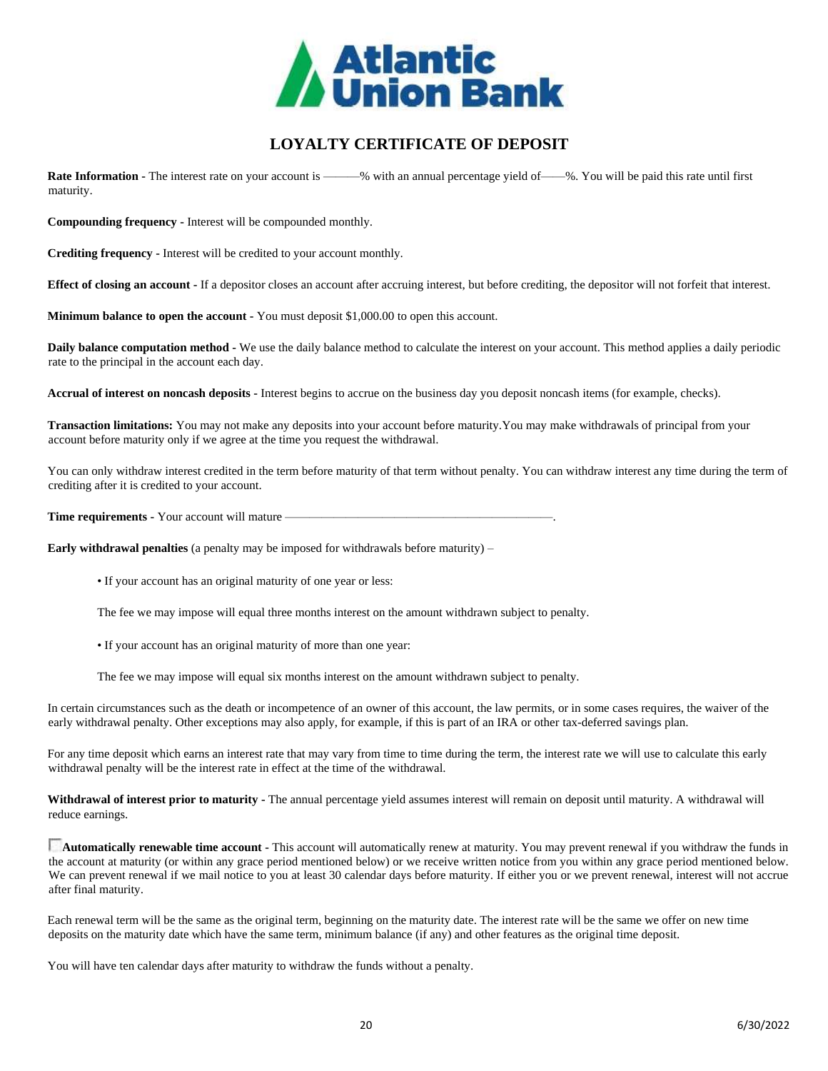# LOYALTY CERTIFICATE OF DEPOSIT

**Rate Information -** The interest rate on your account is ———% with an annual percentage yield of——%. You will be paid this rate until first maturity.

**Compounding frequency -** Interest will be compounded monthly.

**Crediting frequency -** Interest will be credited to your account monthly.

**Effect of closing an account -** If a depositor closes an account after accruing interest, but before crediting, the depositor will not forfeit that interest.

**Minimum balance to open the account -** You must deposit $1,000.00 to open this account.

**Daily balance computation method -** We use the daily balance method to calculate the interest on your account. This method applies a daily periodic rate to the principal in the account each day.

**Accrual of interest on noncash deposits -** Interest begins to accrue on the business day you deposit noncash items (for example, checks).

**Transaction limitations:** You may not make any deposits into your account before maturity.You may make withdrawals of principal from your account before maturity only if we agree at the time you request the withdrawal.

You can only withdraw interest credited in the term before maturity of that term without penalty. You can withdraw interest any time during the term of crediting after it is credited to your account.

**Time requirements -** Your account will mature ——————————————————————.

**Early withdrawal penalties** (a penalty may be imposed for withdrawals before maturity) –

- If your account has an original maturity of one year or less:

  The fee we may impose will equal three months interest on the amount withdrawn subject to penalty.

- If your account has an original maturity of more than one year:

  The fee we may impose will equal six months interest on the amount withdrawn subject to penalty.

In certain circumstances such as the death or incompetence of an owner of this account, the law permits, or in some cases requires, the waiver of the early withdrawal penalty. Other exceptions may also apply, for example, if this is part of an IRA or other tax-deferred savings plan.

For any time deposit which earns an interest rate that may vary from time to time during the term, the interest rate we will use to calculate this early withdrawal penalty will be the interest rate in effect at the time of the withdrawal.

**Withdrawal of interest prior to maturity -** The annual percentage yield assumes interest will remain on deposit until maturity. A withdrawal will reduce earnings.

☐ **Automatically renewable time account -** This account will automatically renew at maturity. You may prevent renewal if you withdraw the funds in the account at maturity (or within any grace period mentioned below) or we receive written notice from you within any grace period mentioned below. We can prevent renewal if we mail notice to you at least 30 calendar days before maturity. If either you or we prevent renewal, interest will not accrue after final maturity.

Each renewal term will be the same as the original term, beginning on the maturity date. The interest rate will be the same we offer on new time deposits on the maturity date which have the same term, minimum balance (if any) and other features as the original time deposit.

You will have ten calendar days after maturity to withdraw the funds without a penalty.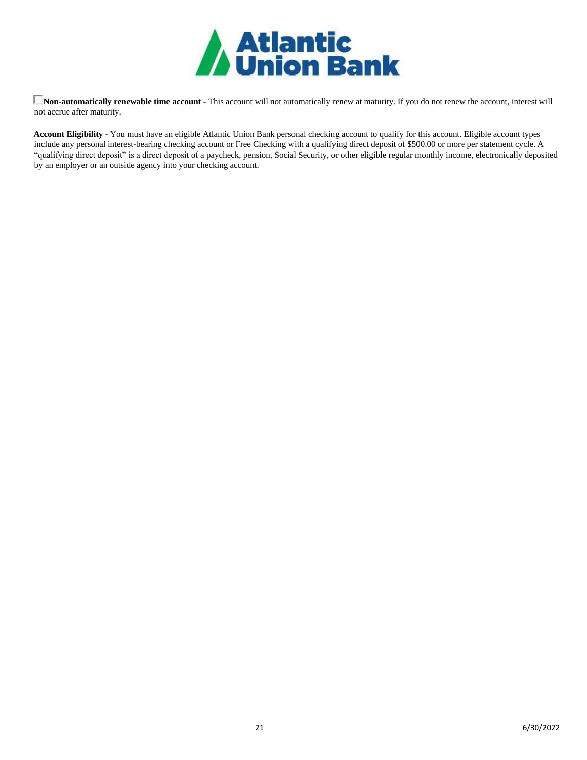**Non-automatically renewable time account** - This account will not automatically renew at maturity. If you do not renew the account, interest will not accrue after maturity.

**Account Eligibility** - You must have an eligible Atlantic Union Bank personal checking account to qualify for this account. Eligible account types include any personal interest-bearing checking account or Free Checking with a qualifying direct deposit of $500.00 or more per statement cycle. A "qualifying direct deposit" is a direct deposit of a paycheck, pension, Social Security, or other eligible regular monthly income, electronically deposited by an employer or an outside agency into your checking account.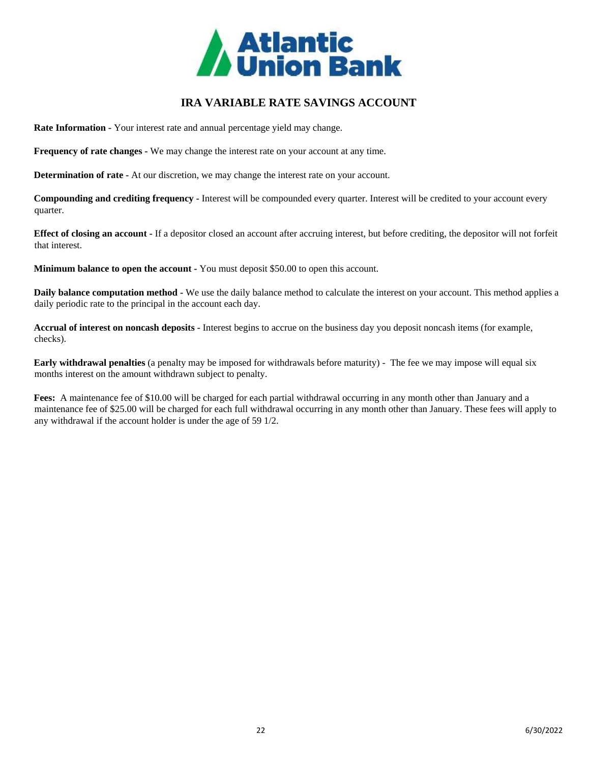# IRA VARIABLE RATE SAVINGS ACCOUNT

**Rate Information -** Your interest rate and annual percentage yield may change.

**Frequency of rate changes -** We may change the interest rate on your account at any time.

**Determination of rate -** At our discretion, we may change the interest rate on your account.

**Compounding and crediting frequency -** Interest will be compounded every quarter. Interest will be credited to your account every quarter.

**Effect of closing an account -** If a depositor closed an account after accruing interest, but before crediting, the depositor will not forfeit that interest.

**Minimum balance to open the account -** You must deposit $50.00 to open this account.

**Daily balance computation method -** We use the daily balance method to calculate the interest on your account. This method applies a daily periodic rate to the principal in the account each day.

**Accrual of interest on noncash deposits -** Interest begins to accrue on the business day you deposit noncash items (for example, checks).

**Early withdrawal penalties** (a penalty may be imposed for withdrawals before maturity) - The fee we may impose will equal six months interest on the amount withdrawn subject to penalty.

**Fees:** A maintenance fee of $10.00 will be charged for each partial withdrawal occurring in any month other than January and a maintenance fee of $25.00 will be charged for each full withdrawal occurring in any month other than January. These fees will apply to any withdrawal if the account holder is under the age of 59 1/2.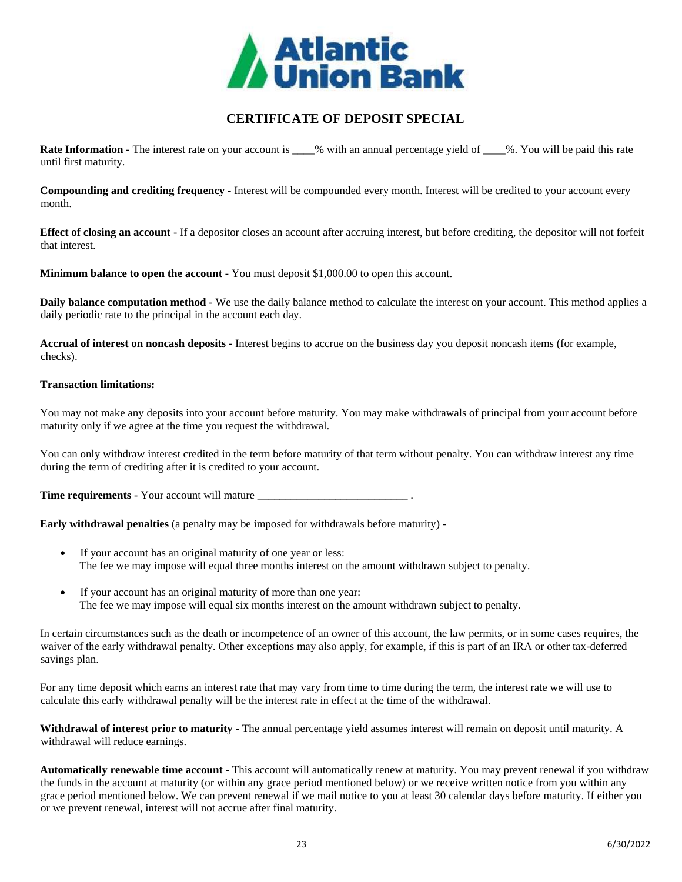Atlantic Union Bank

# CERTIFICATE OF DEPOSIT SPECIAL

**Rate Information -** The interest rate on your account is ____% with an annual percentage yield of ____%. You will be paid this rate until first maturity.

**Compounding and crediting frequency** - Interest will be compounded every month. Interest will be credited to your account every month.

**Effect of closing an account -** If a depositor closes an account after accruing interest, but before crediting, the depositor will not forfeit that interest.

**Minimum balance to open the account -** You must deposit $1,000.00 to open this account.

**Daily balance computation method -** We use the daily balance method to calculate the interest on your account. This method applies a daily periodic rate to the principal in the account each day.

**Accrual of interest on noncash deposits** - Interest begins to accrue on the business day you deposit noncash items (for example, checks).

**Transaction limitations:**

You may not make any deposits into your account before maturity. You may make withdrawals of principal from your account before maturity only if we agree at the time you request the withdrawal.

You can only withdraw interest credited in the term before maturity of that term without penalty. You can withdraw interest any time during the term of crediting after it is credited to your account.

**Time requirements -** Your account will mature __________________________ .

**Early withdrawal penalties** (a penalty may be imposed for withdrawals before maturity) -

- If your account has an original maturity of one year or less:
  The fee we may impose will equal three months interest on the amount withdrawn subject to penalty.
- If your account has an original maturity of more than one year:
  The fee we may impose will equal six months interest on the amount withdrawn subject to penalty.

In certain circumstances such as the death or incompetence of an owner of this account, the law permits, or in some cases requires, the waiver of the early withdrawal penalty. Other exceptions may also apply, for example, if this is part of an IRA or other tax-deferred savings plan.

For any time deposit which earns an interest rate that may vary from time to time during the term, the interest rate we will use to calculate this early withdrawal penalty will be the interest rate in effect at the time of the withdrawal.

**Withdrawal of interest prior to maturity -** The annual percentage yield assumes interest will remain on deposit until maturity. A withdrawal will reduce earnings.

**Automatically renewable time account** - This account will automatically renew at maturity. You may prevent renewal if you withdraw the funds in the account at maturity (or within any grace period mentioned below) or we receive written notice from you within any grace period mentioned below. We can prevent renewal if we mail notice to you at least 30 calendar days before maturity. If either you or we prevent renewal, interest will not accrue after final maturity.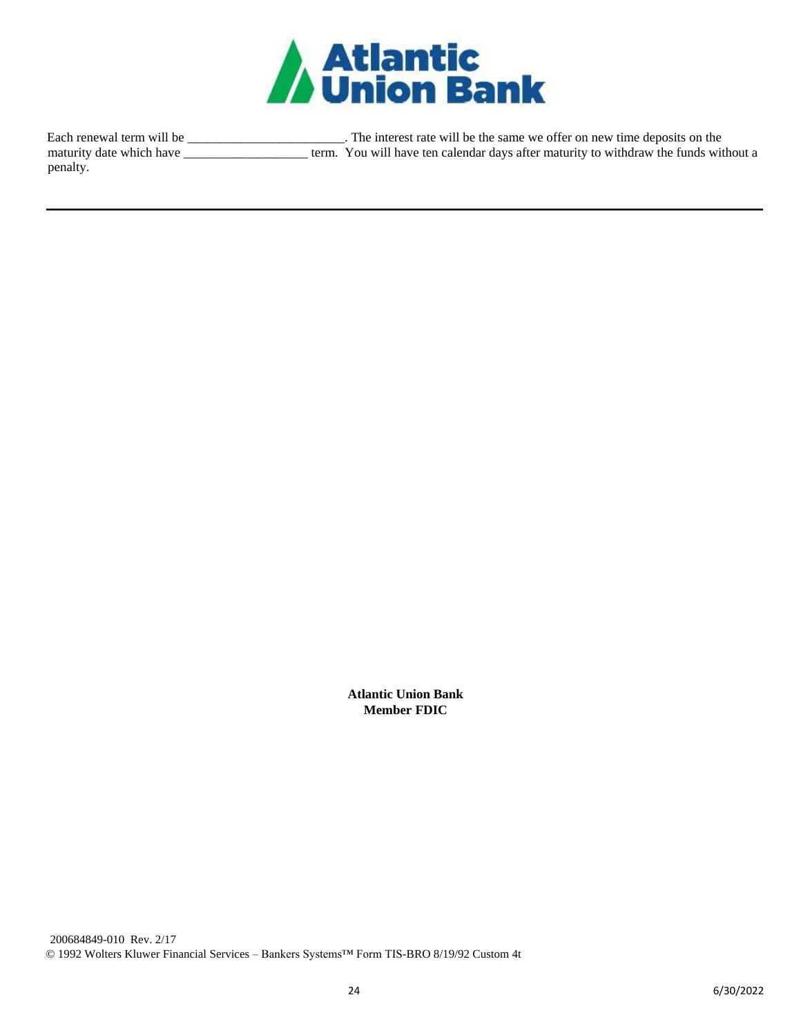Each renewal term will be ________________________. The interest rate will be the same we offer on new time deposits on the maturity date which have ___________________ term. You will have ten calendar days after maturity to withdraw the funds without a penalty.

---

**Atlantic Union Bank**
**Member FDIC**

200684849-010 Rev. 2/17
© 1992 Wolters Kluwer Financial Services – Bankers Systems™ Form TIS-BRO 8/19/92 Custom 4t